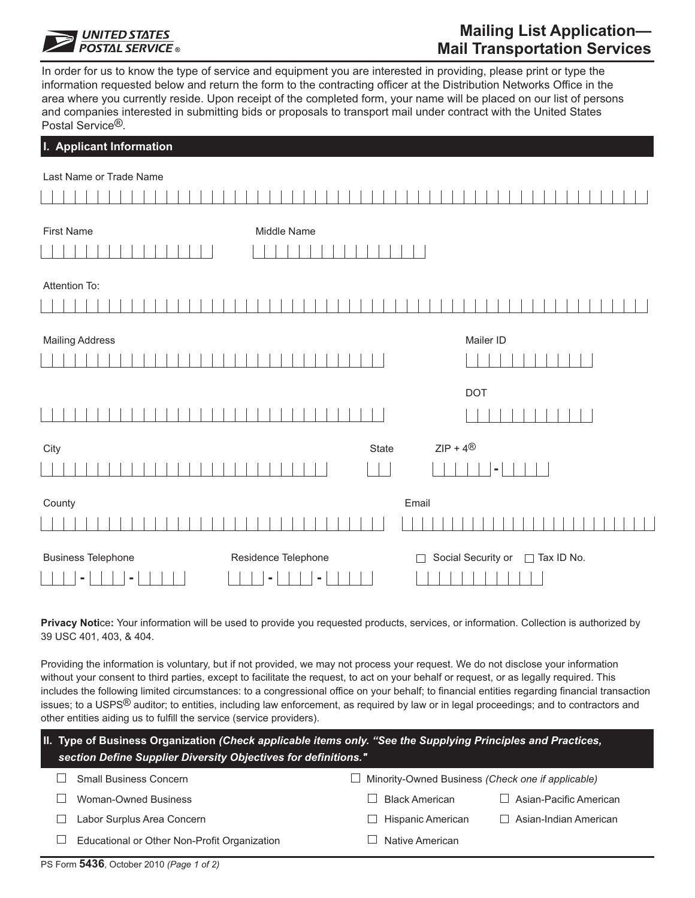UNITED STATES POSTAL SERVICE®

# Mailing List Application— Mail Transportation Services

In order for us to know the type of service and equipment you are interested in providing, please print or type the information requested below and return the form to the contracting officer at the Distribution Networks Office in the area where you currently reside. Upon receipt of the completed form, your name will be placed on our list of persons and companies interested in submitting bids or proposals to transport mail under contract with the United States Postal Service®.

## I. Applicant Information

Last Name or Trade Name

First Name

Middle Name

Attention To:

Mailing Address

Mailer ID

DOT

City

State

ZIP + 4®

County

Email

Business Telephone

Residence Telephone

☐ Social Security or ☐ Tax ID No.

**Privacy Notice:** Your information will be used to provide you requested products, services, or information. Collection is authorized by 39 USC 401, 403, & 404.

Providing the information is voluntary, but if not provided, we may not process your request. We do not disclose your information without your consent to third parties, except to facilitate the request, to act on your behalf or request, or as legally required. This includes the following limited circumstances: to a congressional office on your behalf; to financial entities regarding financial transaction issues; to a USPS® auditor; to entities, including law enforcement, as required by law or in legal proceedings; and to contractors and other entities aiding us to fulfill the service (service providers).

## II. Type of Business Organization *(Check applicable items only. "See the Supplying Principles and Practices, section Define Supplier Diversity Objectives for definitions.")*

- ☐ Small Business Concern
- ☐ Woman-Owned Business
- ☐ Labor Surplus Area Concern
- ☐ Educational or Other Non-Profit Organization

☐ Minority-Owned Business *(Check one if applicable)*

- ☐ Black American
- ☐ Asian-Pacific American
- ☐ Hispanic American
- ☐ Asian-Indian American
- ☐ Native American

PS Form **5436**, October 2010 *(Page 1 of 2)*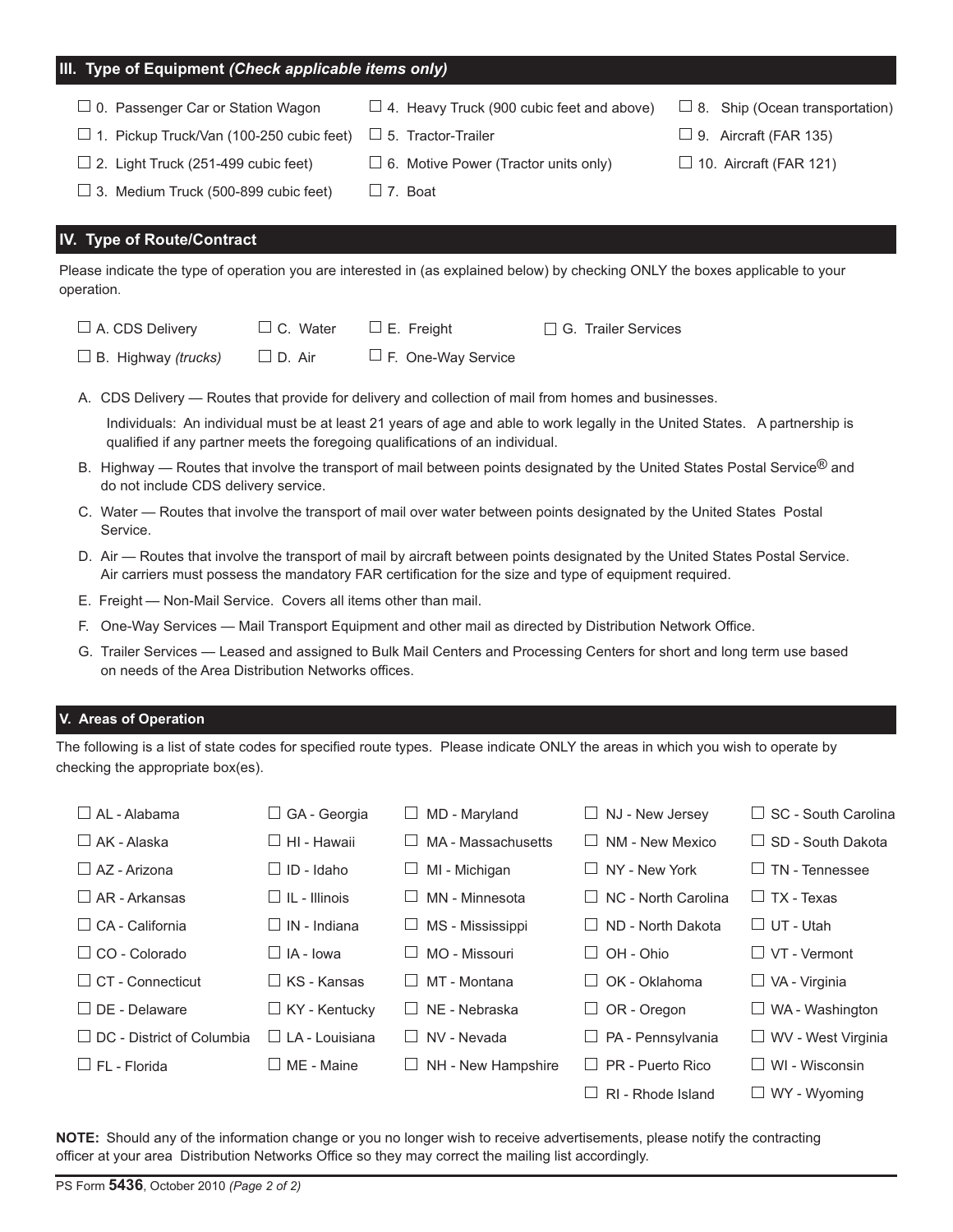## III. Type of Equipment *(Check applicable items only)*

- ☐ 0. Passenger Car or Station Wagon
- ☐ 1. Pickup Truck/Van (100-250 cubic feet)
- ☐ 2. Light Truck (251-499 cubic feet)
- ☐ 3. Medium Truck (500-899 cubic feet)
- ☐ 4. Heavy Truck (900 cubic feet and above)
- ☐ 5. Tractor-Trailer
- ☐ 6. Motive Power (Tractor units only)
- ☐ 7. Boat
- ☐ 8. Ship (Ocean transportation)
- ☐ 9. Aircraft (FAR 135)
- ☐ 10. Aircraft (FAR 121)

## IV. Type of Route/Contract

Please indicate the type of operation you are interested in (as explained below) by checking ONLY the boxes applicable to your operation.

- ☐ A. CDS Delivery
- ☐ B. Highway *(trucks)*
- ☐ C. Water
- ☐ D. Air
- ☐ E. Freight
- ☐ F. One-Way Service
- ☐ G. Trailer Services

A. CDS Delivery — Routes that provide for delivery and collection of mail from homes and businesses.

Individuals: An individual must be at least 21 years of age and able to work legally in the United States. A partnership is qualified if any partner meets the foregoing qualifications of an individual.

B. Highway — Routes that involve the transport of mail between points designated by the United States Postal Service® and do not include CDS delivery service.

C. Water — Routes that involve the transport of mail over water between points designated by the United States Postal Service.

D. Air — Routes that involve the transport of mail by aircraft between points designated by the United States Postal Service. Air carriers must possess the mandatory FAR certification for the size and type of equipment required.

E. Freight — Non-Mail Service. Covers all items other than mail.

F. One-Way Services — Mail Transport Equipment and other mail as directed by Distribution Network Office.

G. Trailer Services — Leased and assigned to Bulk Mail Centers and Processing Centers for short and long term use based on needs of the Area Distribution Networks offices.

## V. Areas of Operation

The following is a list of state codes for specified route types. Please indicate ONLY the areas in which you wish to operate by checking the appropriate box(es).

| | | | | |
|---|---|---|---|---|
| ☐ AL - Alabama | ☐ GA - Georgia | ☐ MD - Maryland | ☐ NJ - New Jersey | ☐ SC - South Carolina |
| ☐ AK - Alaska | ☐ HI - Hawaii | ☐ MA - Massachusetts | ☐ NM - New Mexico | ☐ SD - South Dakota |
| ☐ AZ - Arizona | ☐ ID - Idaho | ☐ MI - Michigan | ☐ NY - New York | ☐ TN - Tennessee |
| ☐ AR - Arkansas | ☐ IL - Illinois | ☐ MN - Minnesota | ☐ NC - North Carolina | ☐ TX - Texas |
| ☐ CA - California | ☐ IN - Indiana | ☐ MS - Mississippi | ☐ ND - North Dakota | ☐ UT - Utah |
| ☐ CO - Colorado | ☐ IA - Iowa | ☐ MO - Missouri | ☐ OH - Ohio | ☐ VT - Vermont |
| ☐ CT - Connecticut | ☐ KS - Kansas | ☐ MT - Montana | ☐ OK - Oklahoma | ☐ VA - Virginia |
| ☐ DE - Delaware | ☐ KY - Kentucky | ☐ NE - Nebraska | ☐ OR - Oregon | ☐ WA - Washington |
| ☐ DC - District of Columbia | ☐ LA - Louisiana | ☐ NV - Nevada | ☐ PA - Pennsylvania | ☐ WV - West Virginia |
| ☐ FL - Florida | ☐ ME - Maine | ☐ NH - New Hampshire | ☐ PR - Puerto Rico | ☐ WI - Wisconsin |
| | | | ☐ RI - Rhode Island | ☐ WY - Wyoming |

**NOTE:** Should any of the information change or you no longer wish to receive advertisements, please notify the contracting officer at your area Distribution Networks Office so they may correct the mailing list accordingly.

PS Form **5436**, October 2010 *(Page 2 of 2)*